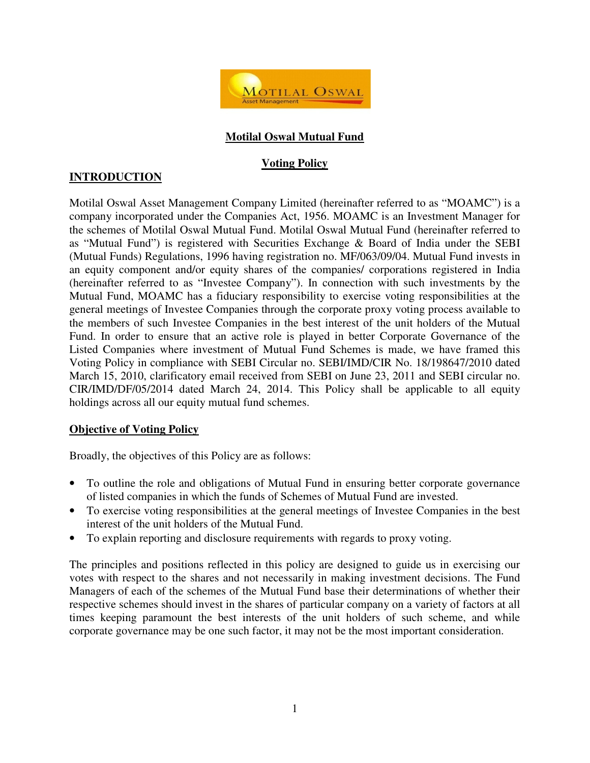# Motilal Oswal Mutual Fund

## Voting Policy

## INTRODUCTION

Motilal Oswal Asset Management Company Limited (hereinafter referred to as "MOAMC") is a company incorporated under the Companies Act, 1956. MOAMC is an Investment Manager for the schemes of Motilal Oswal Mutual Fund. Motilal Oswal Mutual Fund (hereinafter referred to as "Mutual Fund") is registered with Securities Exchange & Board of India under the SEBI (Mutual Funds) Regulations, 1996 having registration no. MF/063/09/04. Mutual Fund invests in an equity component and/or equity shares of the companies/ corporations registered in India (hereinafter referred to as "Investee Company"). In connection with such investments by the Mutual Fund, MOAMC has a fiduciary responsibility to exercise voting responsibilities at the general meetings of Investee Companies through the corporate proxy voting process available to the members of such Investee Companies in the best interest of the unit holders of the Mutual Fund. In order to ensure that an active role is played in better Corporate Governance of the Listed Companies where investment of Mutual Fund Schemes is made, we have framed this Voting Policy in compliance with SEBI Circular no. SEBI/IMD/CIR No. 18/198647/2010 dated March 15, 2010, clarificatory email received from SEBI on June 23, 2011 and SEBI circular no. CIR/IMD/DF/05/2014 dated March 24, 2014. This Policy shall be applicable to all equity holdings across all our equity mutual fund schemes.

### Objective of Voting Policy

Broadly, the objectives of this Policy are as follows:

- To outline the role and obligations of Mutual Fund in ensuring better corporate governance of listed companies in which the funds of Schemes of Mutual Fund are invested.
- To exercise voting responsibilities at the general meetings of Investee Companies in the best interest of the unit holders of the Mutual Fund.
- To explain reporting and disclosure requirements with regards to proxy voting.

The principles and positions reflected in this policy are designed to guide us in exercising our votes with respect to the shares and not necessarily in making investment decisions. The Fund Managers of each of the schemes of the Mutual Fund base their determinations of whether their respective schemes should invest in the shares of particular company on a variety of factors at all times keeping paramount the best interests of the unit holders of such scheme, and while corporate governance may be one such factor, it may not be the most important consideration.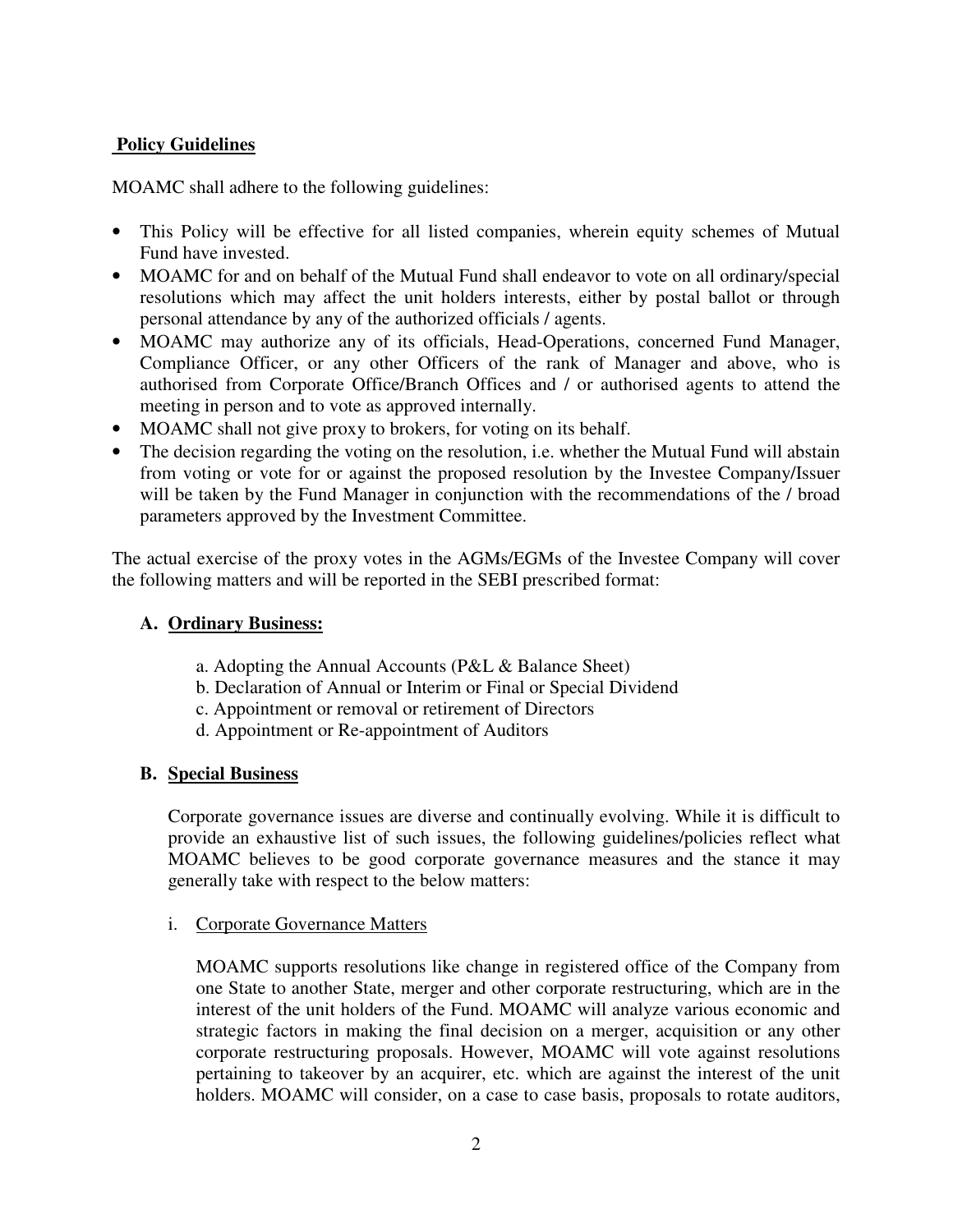**Policy Guidelines**

MOAMC shall adhere to the following guidelines:

- This Policy will be effective for all listed companies, wherein equity schemes of Mutual Fund have invested.
- MOAMC for and on behalf of the Mutual Fund shall endeavor to vote on all ordinary/special resolutions which may affect the unit holders interests, either by postal ballot or through personal attendance by any of the authorized officials / agents.
- MOAMC may authorize any of its officials, Head-Operations, concerned Fund Manager, Compliance Officer, or any other Officers of the rank of Manager and above, who is authorised from Corporate Office/Branch Offices and / or authorised agents to attend the meeting in person and to vote as approved internally.
- MOAMC shall not give proxy to brokers, for voting on its behalf.
- The decision regarding the voting on the resolution, i.e. whether the Mutual Fund will abstain from voting or vote for or against the proposed resolution by the Investee Company/Issuer will be taken by the Fund Manager in conjunction with the recommendations of the / broad parameters approved by the Investment Committee.

The actual exercise of the proxy votes in the AGMs/EGMs of the Investee Company will cover the following matters and will be reported in the SEBI prescribed format:

**A. Ordinary Business:**

a. Adopting the Annual Accounts (P&L & Balance Sheet)
b. Declaration of Annual or Interim or Final or Special Dividend
c. Appointment or removal or retirement of Directors
d. Appointment or Re-appointment of Auditors

**B. Special Business**

Corporate governance issues are diverse and continually evolving. While it is difficult to provide an exhaustive list of such issues, the following guidelines/policies reflect what MOAMC believes to be good corporate governance measures and the stance it may generally take with respect to the below matters:

i. Corporate Governance Matters

MOAMC supports resolutions like change in registered office of the Company from one State to another State, merger and other corporate restructuring, which are in the interest of the unit holders of the Fund. MOAMC will analyze various economic and strategic factors in making the final decision on a merger, acquisition or any other corporate restructuring proposals. However, MOAMC will vote against resolutions pertaining to takeover by an acquirer, etc. which are against the interest of the unit holders. MOAMC will consider, on a case to case basis, proposals to rotate auditors,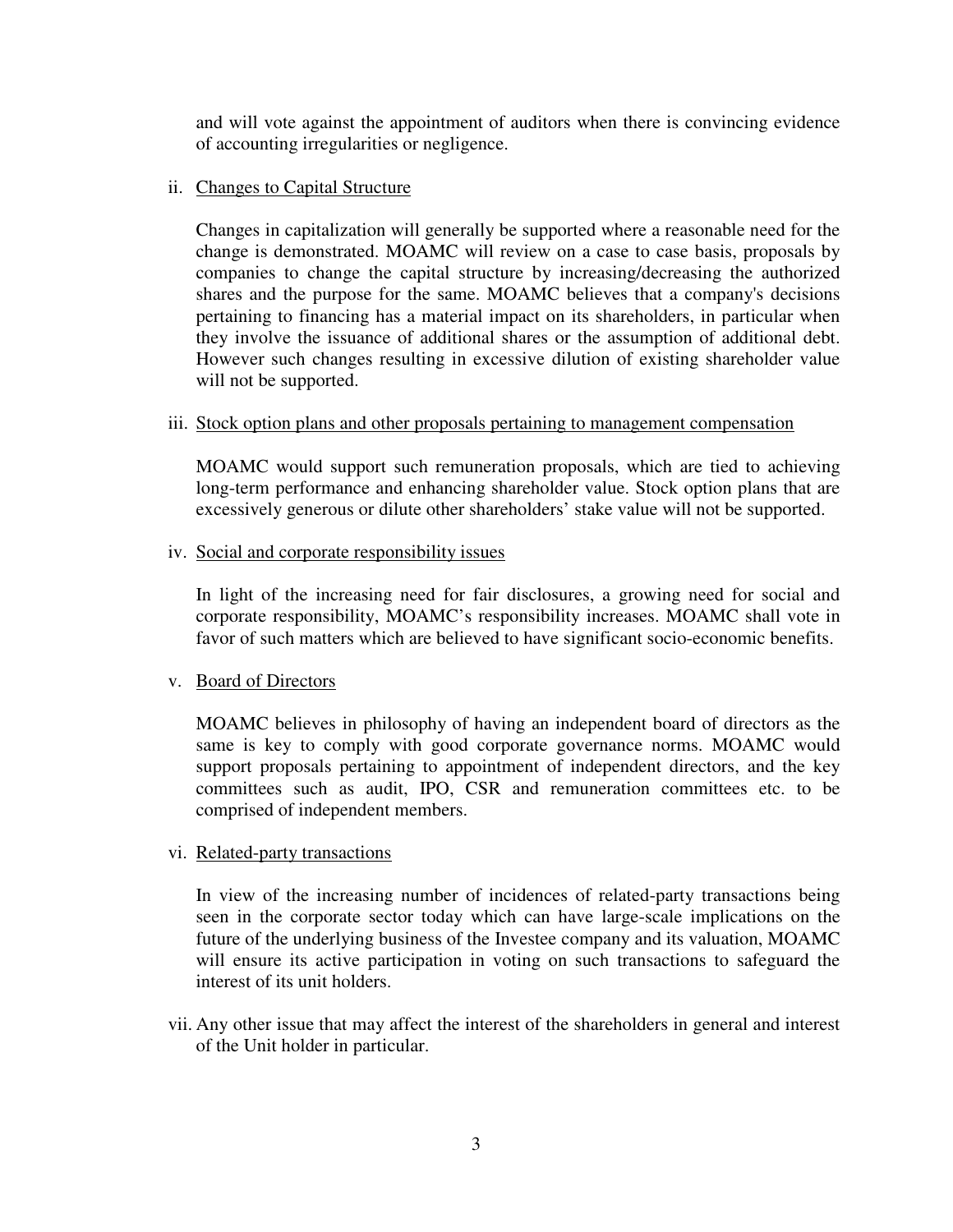and will vote against the appointment of auditors when there is convincing evidence of accounting irregularities or negligence.

ii. Changes to Capital Structure

Changes in capitalization will generally be supported where a reasonable need for the change is demonstrated. MOAMC will review on a case to case basis, proposals by companies to change the capital structure by increasing/decreasing the authorized shares and the purpose for the same. MOAMC believes that a company's decisions pertaining to financing has a material impact on its shareholders, in particular when they involve the issuance of additional shares or the assumption of additional debt. However such changes resulting in excessive dilution of existing shareholder value will not be supported.

iii. Stock option plans and other proposals pertaining to management compensation

MOAMC would support such remuneration proposals, which are tied to achieving long-term performance and enhancing shareholder value. Stock option plans that are excessively generous or dilute other shareholders' stake value will not be supported.

iv. Social and corporate responsibility issues

In light of the increasing need for fair disclosures, a growing need for social and corporate responsibility, MOAMC's responsibility increases. MOAMC shall vote in favor of such matters which are believed to have significant socio-economic benefits.

v. Board of Directors

MOAMC believes in philosophy of having an independent board of directors as the same is key to comply with good corporate governance norms. MOAMC would support proposals pertaining to appointment of independent directors, and the key committees such as audit, IPO, CSR and remuneration committees etc. to be comprised of independent members.

vi. Related-party transactions

In view of the increasing number of incidences of related-party transactions being seen in the corporate sector today which can have large-scale implications on the future of the underlying business of the Investee company and its valuation, MOAMC will ensure its active participation in voting on such transactions to safeguard the interest of its unit holders.

vii. Any other issue that may affect the interest of the shareholders in general and interest of the Unit holder in particular.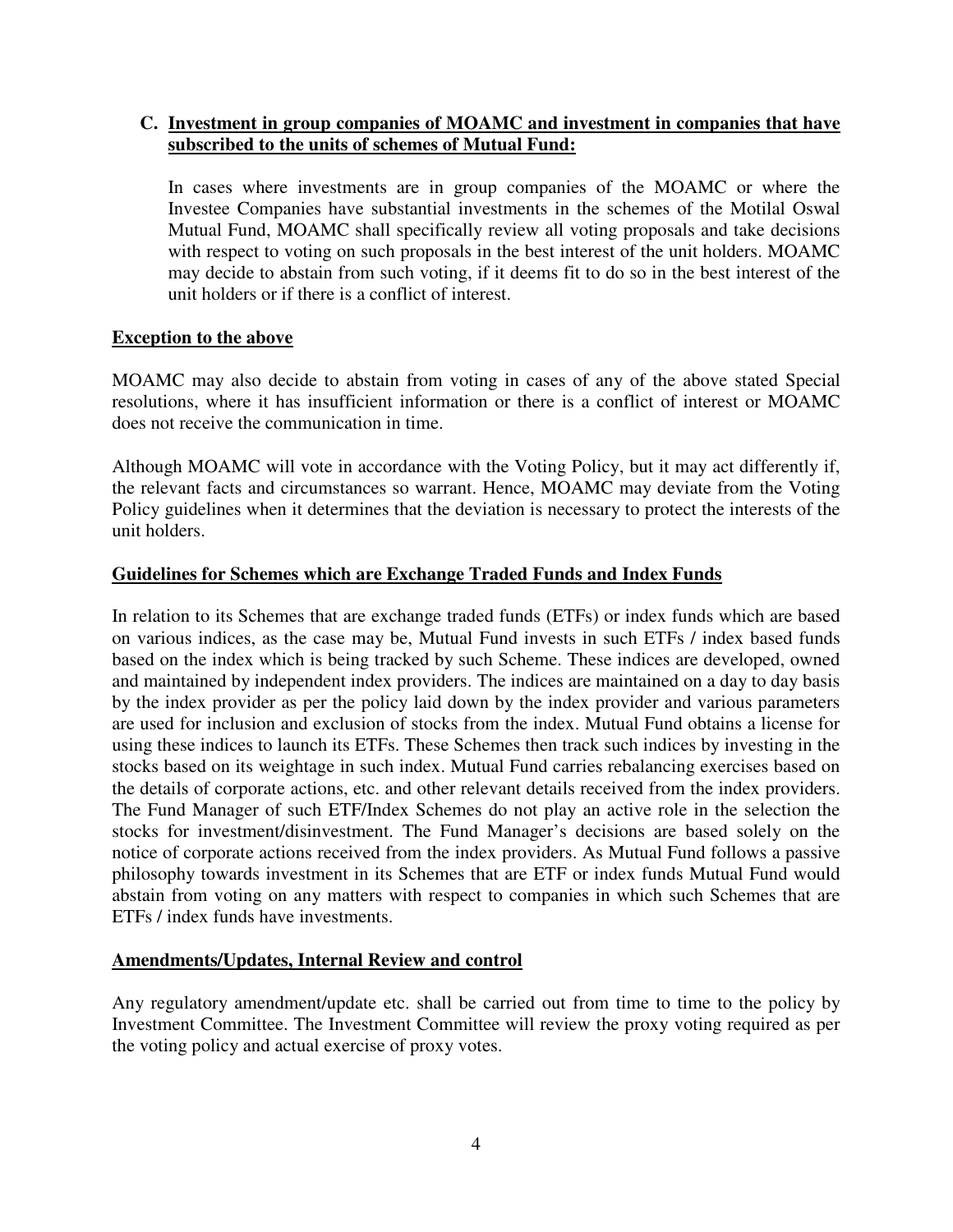### C. Investment in group companies of MOAMC and investment in companies that have subscribed to the units of schemes of Mutual Fund:

In cases where investments are in group companies of the MOAMC or where the Investee Companies have substantial investments in the schemes of the Motilal Oswal Mutual Fund, MOAMC shall specifically review all voting proposals and take decisions with respect to voting on such proposals in the best interest of the unit holders. MOAMC may decide to abstain from such voting, if it deems fit to do so in the best interest of the unit holders or if there is a conflict of interest.

**Exception to the above**

MOAMC may also decide to abstain from voting in cases of any of the above stated Special resolutions, where it has insufficient information or there is a conflict of interest or MOAMC does not receive the communication in time.

Although MOAMC will vote in accordance with the Voting Policy, but it may act differently if, the relevant facts and circumstances so warrant. Hence, MOAMC may deviate from the Voting Policy guidelines when it determines that the deviation is necessary to protect the interests of the unit holders.

**Guidelines for Schemes which are Exchange Traded Funds and Index Funds**

In relation to its Schemes that are exchange traded funds (ETFs) or index funds which are based on various indices, as the case may be, Mutual Fund invests in such ETFs / index based funds based on the index which is being tracked by such Scheme. These indices are developed, owned and maintained by independent index providers. The indices are maintained on a day to day basis by the index provider as per the policy laid down by the index provider and various parameters are used for inclusion and exclusion of stocks from the index. Mutual Fund obtains a license for using these indices to launch its ETFs. These Schemes then track such indices by investing in the stocks based on its weightage in such index. Mutual Fund carries rebalancing exercises based on the details of corporate actions, etc. and other relevant details received from the index providers. The Fund Manager of such ETF/Index Schemes do not play an active role in the selection the stocks for investment/disinvestment. The Fund Manager's decisions are based solely on the notice of corporate actions received from the index providers. As Mutual Fund follows a passive philosophy towards investment in its Schemes that are ETF or index funds Mutual Fund would abstain from voting on any matters with respect to companies in which such Schemes that are ETFs / index funds have investments.

**Amendments/Updates, Internal Review and control**

Any regulatory amendment/update etc. shall be carried out from time to time to the policy by Investment Committee. The Investment Committee will review the proxy voting required as per the voting policy and actual exercise of proxy votes.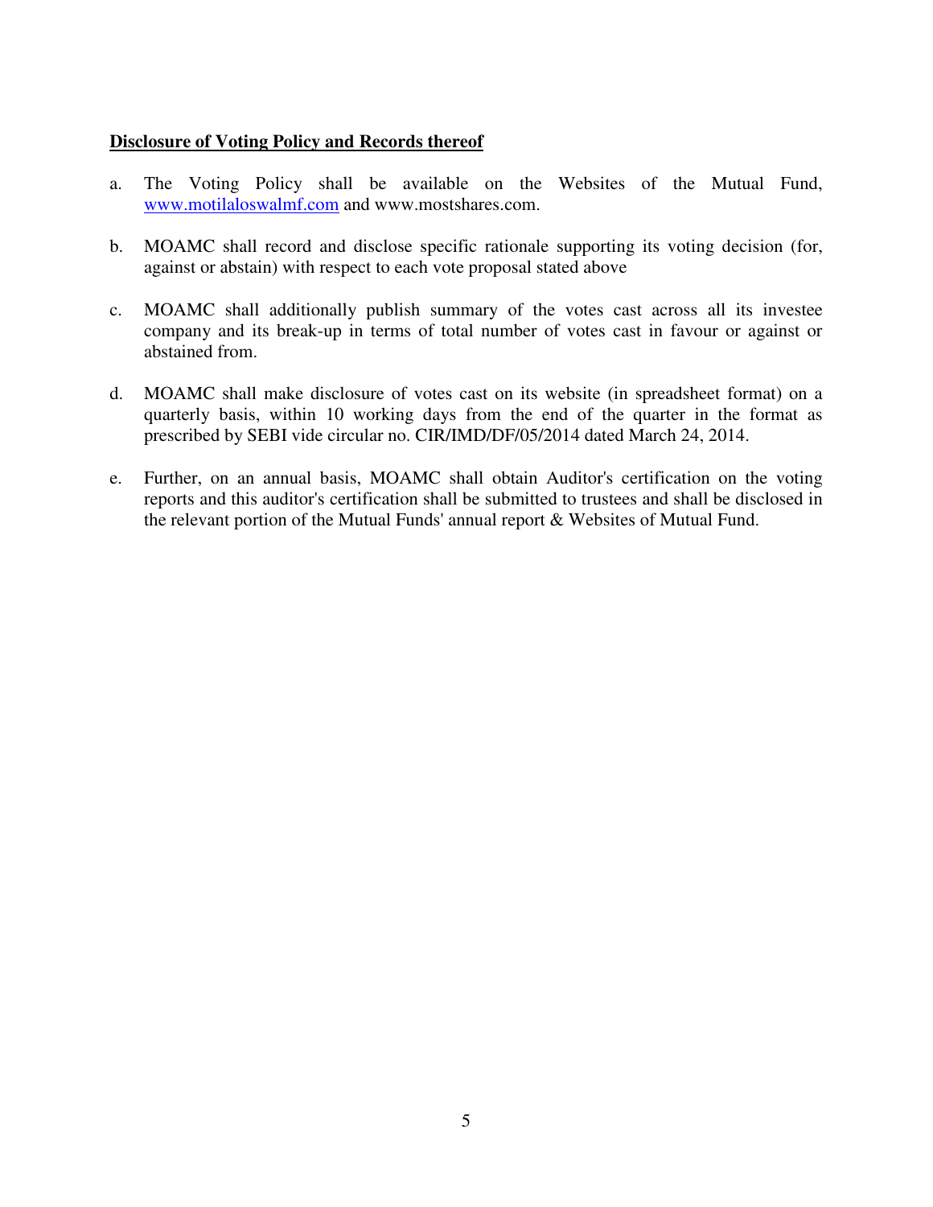**Disclosure of Voting Policy and Records thereof**

a. The Voting Policy shall be available on the Websites of the Mutual Fund, www.motilaloswalmf.com and www.mostshares.com.

b. MOAMC shall record and disclose specific rationale supporting its voting decision (for, against or abstain) with respect to each vote proposal stated above

c. MOAMC shall additionally publish summary of the votes cast across all its investee company and its break-up in terms of total number of votes cast in favour or against or abstained from.

d. MOAMC shall make disclosure of votes cast on its website (in spreadsheet format) on a quarterly basis, within 10 working days from the end of the quarter in the format as prescribed by SEBI vide circular no. CIR/IMD/DF/05/2014 dated March 24, 2014.

e. Further, on an annual basis, MOAMC shall obtain Auditor's certification on the voting reports and this auditor's certification shall be submitted to trustees and shall be disclosed in the relevant portion of the Mutual Funds' annual report & Websites of Mutual Fund.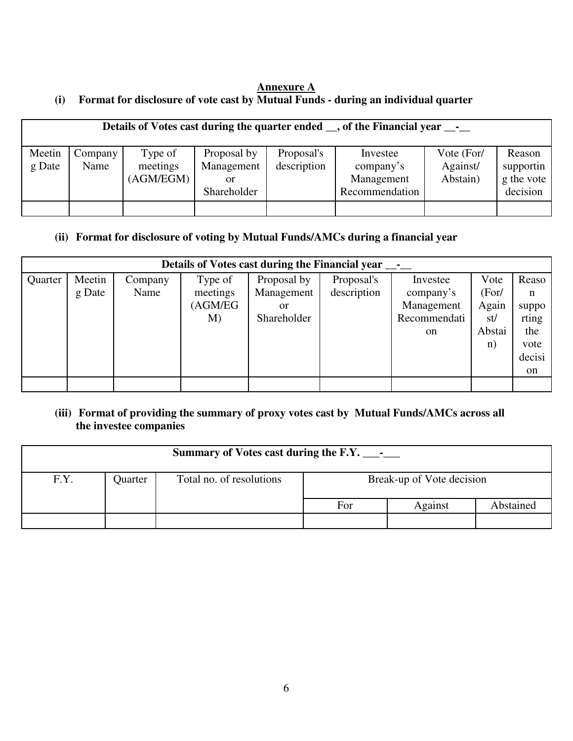**Annexure A**

**(i) Format for disclosure of vote cast by Mutual Funds - during an individual quarter**

| **Details of Votes cast during the quarter ended __, of the Financial year __-__** | | | | | | | |
|---|---|---|---|---|---|---|---|
| Meeting Date | Company Name | Type of meetings (AGM/EGM) | Proposal by Management or Shareholder | Proposal's description | Investee company's Management Recommendation | Vote (For/ Against/ Abstain) | Reason supporting the vote decision |
| | | | | | | | |

**(ii) Format for disclosure of voting by Mutual Funds/AMCs during a financial year**

| **Details of Votes cast during the Financial year __-__** | | | | | | | | |
|---|---|---|---|---|---|---|---|---|
| Quarter | Meeting Date | Company Name | Type of meetings (AGM/EGM) | Proposal by Management or Shareholder | Proposal's description | Investee company's Management Recommendation | Vote (For/ Against/ Abstain) | Reason supporting the vote decision |
| | | | | | | | | |

**(iii) Format of providing the summary of proxy votes cast by Mutual Funds/AMCs across all the investee companies**

| **Summary of Votes cast during the F.Y. ___-___** | | | | | |
|---|---|---|---|---|---|
| F.Y. | Quarter | Total no. of resolutions | Break-up of Vote decision | | |
| | | | For | Against | Abstained |
| | | | | | |